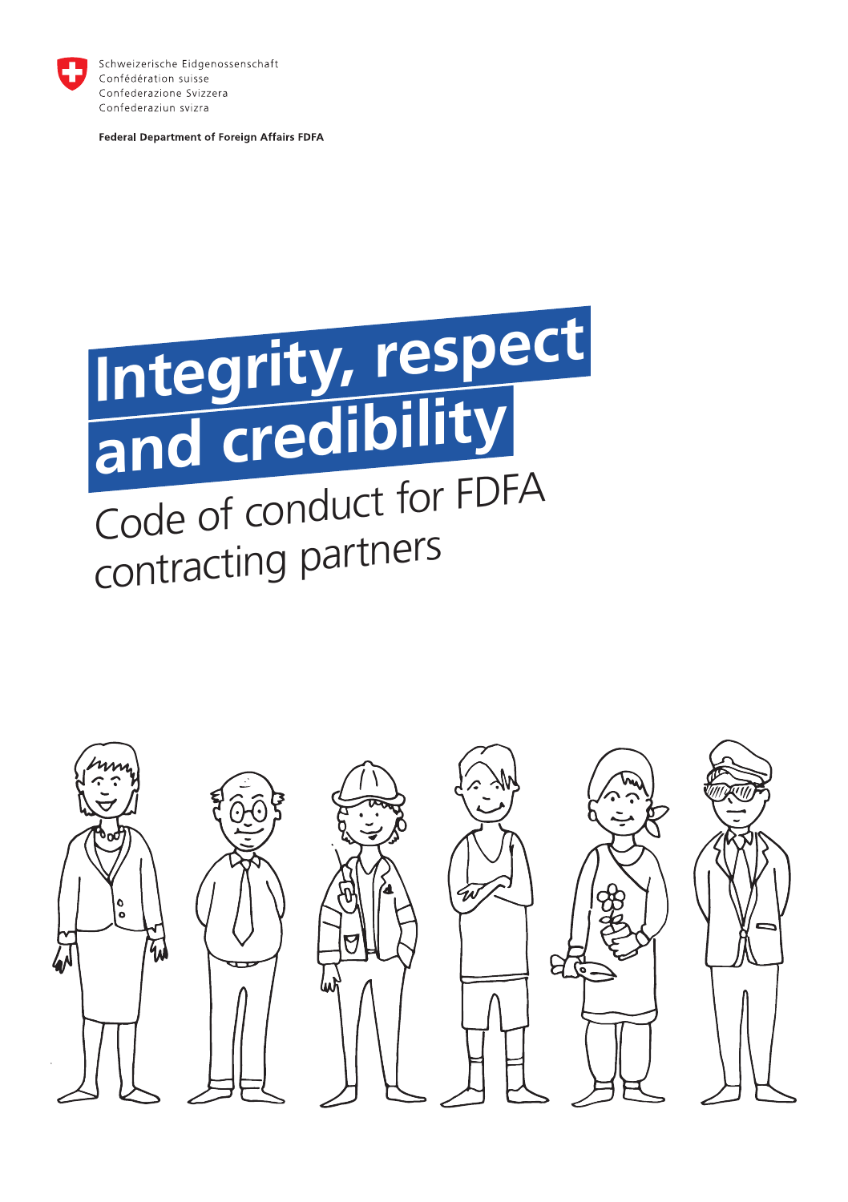Schweizerische Eidgenossenschaft
Confédération suisse
Confederazione Svizzera
Confederaziun svizra

**Federal Department of Foreign Affairs FDFA**

# Integrity, respect and credibility

## Code of conduct for FDFA contracting partners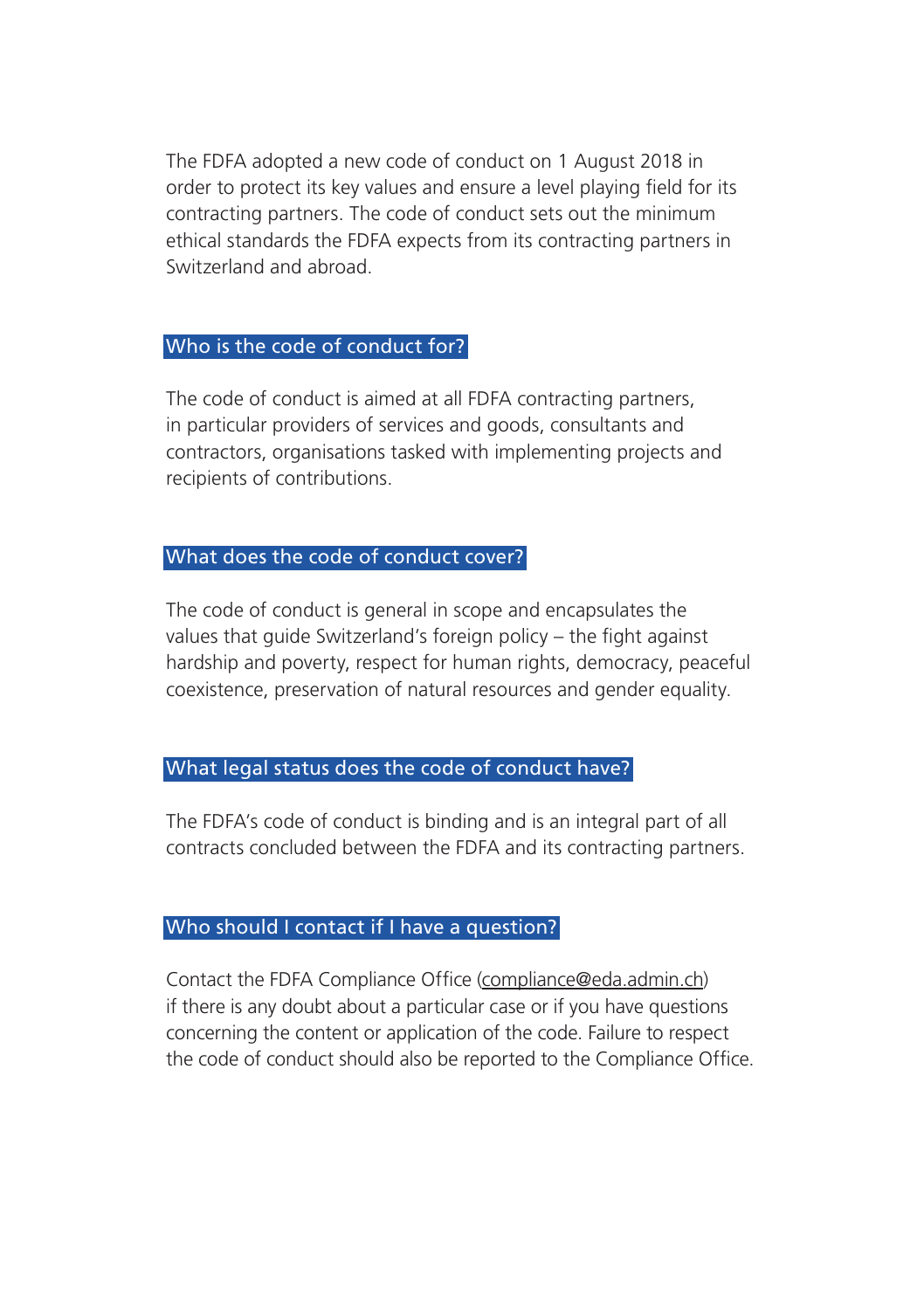The FDFA adopted a new code of conduct on 1 August 2018 in order to protect its key values and ensure a level playing field for its contracting partners. The code of conduct sets out the minimum ethical standards the FDFA expects from its contracting partners in Switzerland and abroad.

## Who is the code of conduct for?

The code of conduct is aimed at all FDFA contracting partners, in particular providers of services and goods, consultants and contractors, organisations tasked with implementing projects and recipients of contributions.

## What does the code of conduct cover?

The code of conduct is general in scope and encapsulates the values that guide Switzerland's foreign policy – the fight against hardship and poverty, respect for human rights, democracy, peaceful coexistence, preservation of natural resources and gender equality.

## What legal status does the code of conduct have?

The FDFA's code of conduct is binding and is an integral part of all contracts concluded between the FDFA and its contracting partners.

## Who should I contact if I have a question?

Contact the FDFA Compliance Office (compliance@eda.admin.ch) if there is any doubt about a particular case or if you have questions concerning the content or application of the code. Failure to respect the code of conduct should also be reported to the Compliance Office.